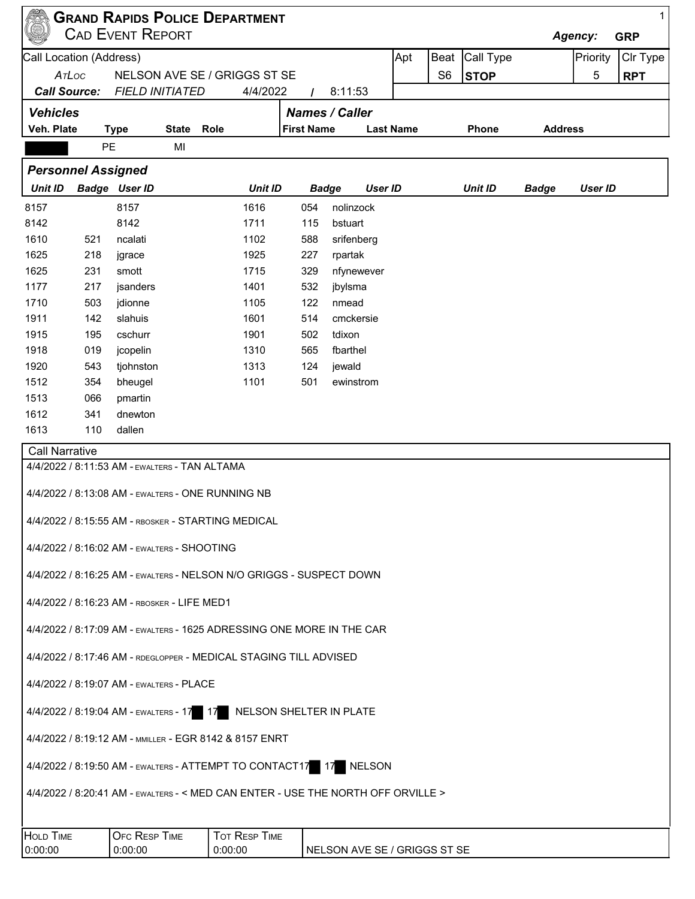# Grand Rapids Police Department

## CAD Event Report

*Agency:* **GRP**

| Call Location (Address) | | Apt | Beat | Call Type | Priority | Clr Type |
|---|---|---|---|---|---|---|
| *AtLoc* | NELSON AVE SE / GRIGGS ST SE | | S6 | **STOP** | 5 | **RPT** |

***Call Source:*** *FIELD INITIATED* 4/4/2022 / 8:11:53

### Vehicles

| Veh. Plate | Type | State | Role |
|---|---|---|---|
| ██████ | PE | MI | |

### Names / Caller

| First Name | Last Name | Phone | Address |
|---|---|---|---|
| | | | |

### Personnel Assigned

| Unit ID | Badge | User ID | Unit ID | Badge | User ID | Unit ID | Badge | User ID |
|---|---|---|---|---|---|---|---|---|
| 8157 | | 8157 | 1616 | 054 | nolinzock | | | |
| 8142 | | 8142 | 1711 | 115 | bstuart | | | |
| 1610 | 521 | ncalati | 1102 | 588 | srifenberg | | | |
| 1625 | 218 | jgrace | 1925 | 227 | rpartak | | | |
| 1625 | 231 | smott | 1715 | 329 | nfynewever | | | |
| 1177 | 217 | jsanders | 1401 | 532 | jbylsma | | | |
| 1710 | 503 | jdionne | 1105 | 122 | nmead | | | |
| 1911 | 142 | slahuis | 1601 | 514 | cmckersie | | | |
| 1915 | 195 | cschurr | 1901 | 502 | tdixon | | | |
| 1918 | 019 | jcopelin | 1310 | 565 | fbarthel | | | |
| 1920 | 543 | tjohnston | 1313 | 124 | jewald | | | |
| 1512 | 354 | bheugel | 1101 | 501 | ewinstrom | | | |
| 1513 | 066 | pmartin | | | | | | |
| 1612 | 341 | dnewton | | | | | | |
| 1613 | 110 | dallen | | | | | | |

### Call Narrative

4/4/2022 / 8:11:53 AM - EWALTERS - TAN ALTAMA

4/4/2022 / 8:13:08 AM - EWALTERS - ONE RUNNING NB

4/4/2022 / 8:15:55 AM - RBOSKER - STARTING MEDICAL

4/4/2022 / 8:16:02 AM - EWALTERS - SHOOTING

4/4/2022 / 8:16:25 AM - EWALTERS - NELSON N/O GRIGGS - SUSPECT DOWN

4/4/2022 / 8:16:23 AM - RBOSKER - LIFE MED1

4/4/2022 / 8:17:09 AM - EWALTERS - 1625 ADRESSING ONE MORE IN THE CAR

4/4/2022 / 8:17:46 AM - RDEGLOPPER - MEDICAL STAGING TILL ADVISED

4/4/2022 / 8:19:07 AM - EWALTERS - PLACE

4/4/2022 / 8:19:04 AM - EWALTERS - 17██ 17██ NELSON SHELTER IN PLATE

4/4/2022 / 8:19:12 AM - MMILLER - EGR 8142 & 8157 ENRT

4/4/2022 / 8:19:50 AM - EWALTERS - ATTEMPT TO CONTACT17██ 17██ NELSON

4/4/2022 / 8:20:41 AM - EWALTERS - < MED CAN ENTER - USE THE NORTH OFF ORVILLE >

| Hold Time | Ofc Resp Time | Tot Resp Time | |
|---|---|---|---|
| 0:00:00 | 0:00:00 | 0:00:00 | NELSON AVE SE / GRIGGS ST SE |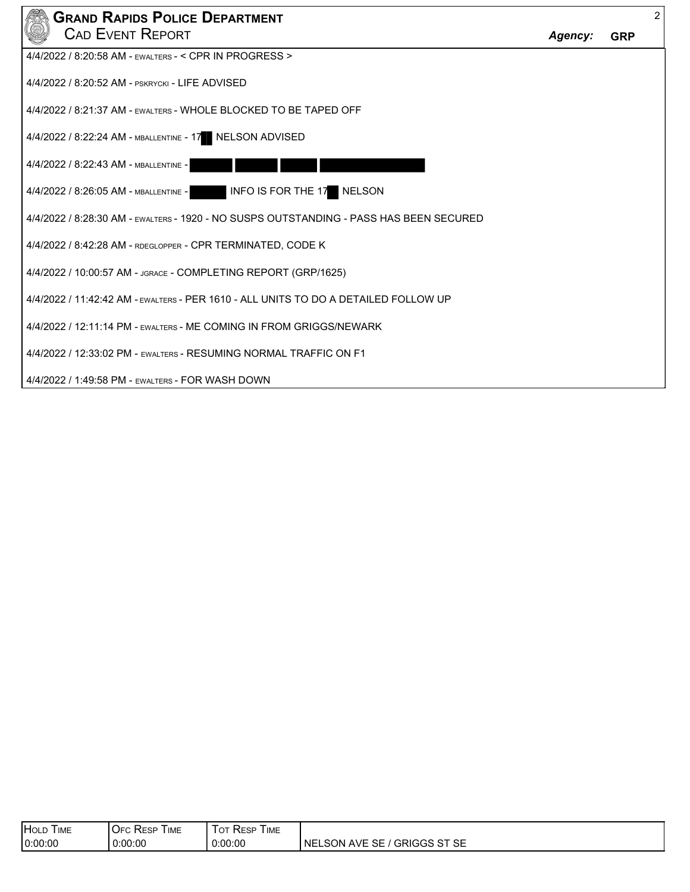**GRAND RAPIDS POLICE DEPARTMENT**
CAD EVENT REPORT

*Agency:* **GRP**

4/4/2022 / 8:20:58 AM - EWALTERS - < CPR IN PROGRESS >

4/4/2022 / 8:20:52 AM - PSKRYCKI - LIFE ADVISED

4/4/2022 / 8:21:37 AM - EWALTERS - WHOLE BLOCKED TO BE TAPED OFF

4/4/2022 / 8:22:24 AM - MBALLENTINE - 17██ NELSON ADVISED

4/4/2022 / 8:22:43 AM - MBALLENTINE - ██████ ██████ ██████ ████████████████

4/4/2022 / 8:26:05 AM - MBALLENTINE - ██████ INFO IS FOR THE 17██ NELSON

4/4/2022 / 8:28:30 AM - EWALTERS - 1920 - NO SUSPS OUTSTANDING - PASS HAS BEEN SECURED

4/4/2022 / 8:42:28 AM - RDEGLOPPER - CPR TERMINATED, CODE K

4/4/2022 / 10:00:57 AM - JGRACE - COMPLETING REPORT (GRP/1625)

4/4/2022 / 11:42:42 AM - EWALTERS - PER 1610 - ALL UNITS TO DO A DETAILED FOLLOW UP

4/4/2022 / 12:11:14 PM - EWALTERS - ME COMING IN FROM GRIGGS/NEWARK

4/4/2022 / 12:33:02 PM - EWALTERS - RESUMING NORMAL TRAFFIC ON F1

4/4/2022 / 1:49:58 PM - EWALTERS - FOR WASH DOWN

| HOLD TIME | OFC RESP TIME | TOT RESP TIME | |
|---|---|---|---|
| 0:00:00 | 0:00:00 | 0:00:00 | NELSON AVE SE / GRIGGS ST SE |